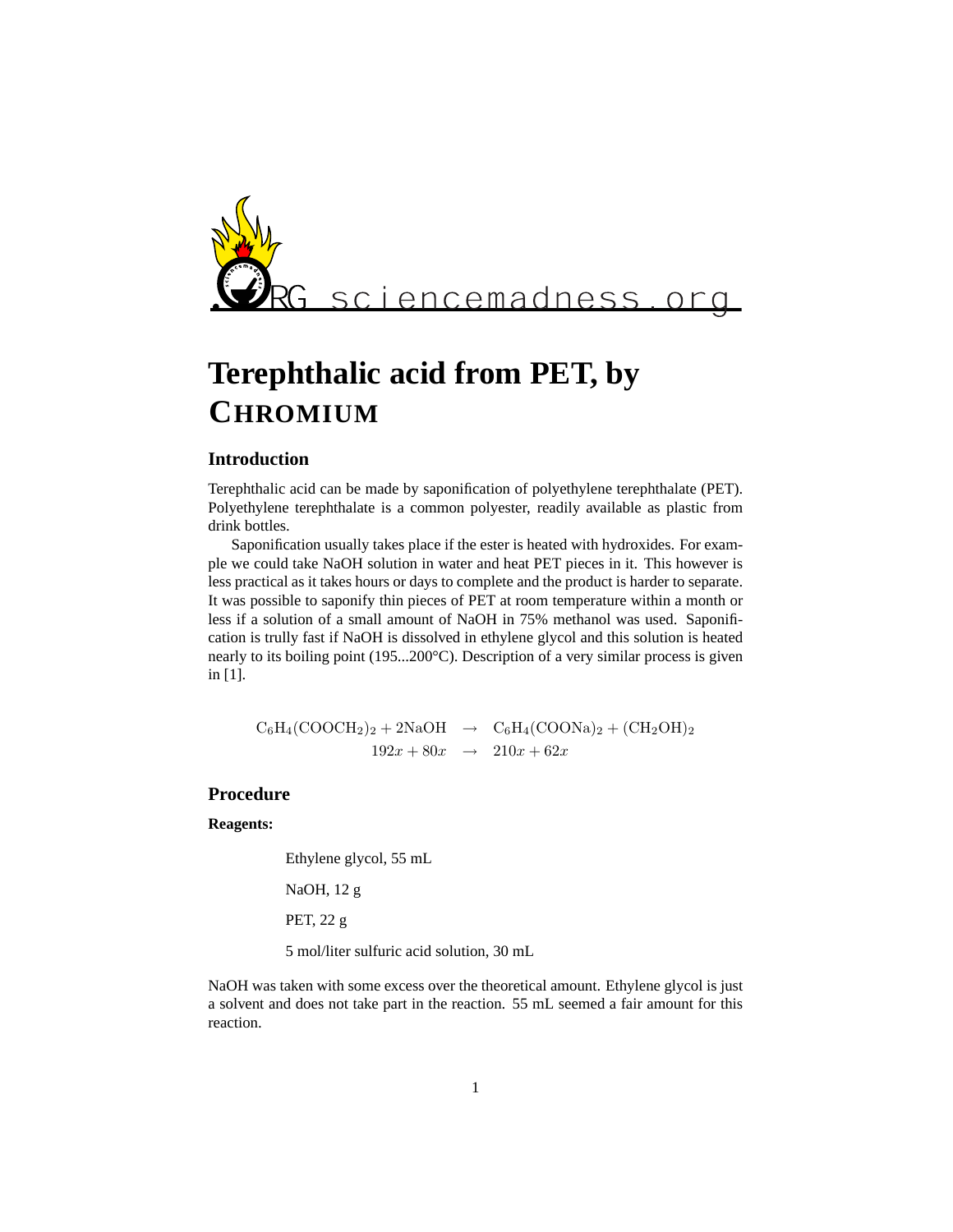sciencemadness.org

# Terephthalic acid from PET, by CHROMIUM

## Introduction

Terephthalic acid can be made by saponification of polyethylene terephthalate (PET). Polyethylene terephthalate is a common polyester, readily available as plastic from drink bottles.

Saponification usually takes place if the ester is heated with hydroxides. For example we could take NaOH solution in water and heat PET pieces in it. This however is less practical as it takes hours or days to complete and the product is harder to separate. It was possible to saponify thin pieces of PET at room temperature within a month or less if a solution of a small amount of NaOH in 75% methanol was used. Saponification is trully fast if NaOH is dissolved in ethylene glycol and this solution is heated nearly to its boiling point (195...200°C). Description of a very similar process is given in [1].

$$\begin{aligned} \mathrm{C_6H_4(COOCH_2)_2 + 2NaOH} &\rightarrow \mathrm{C_6H_4(COONa)_2 + (CH_2OH)_2} \\ 192x + 80x &\rightarrow 210x + 62x \end{aligned}$$

## Procedure

**Reagents:**

Ethylene glycol, 55 mL

NaOH, 12 g

PET, 22 g

5 mol/liter sulfuric acid solution, 30 mL

NaOH was taken with some excess over the theoretical amount. Ethylene glycol is just a solvent and does not take part in the reaction. 55 mL seemed a fair amount for this reaction.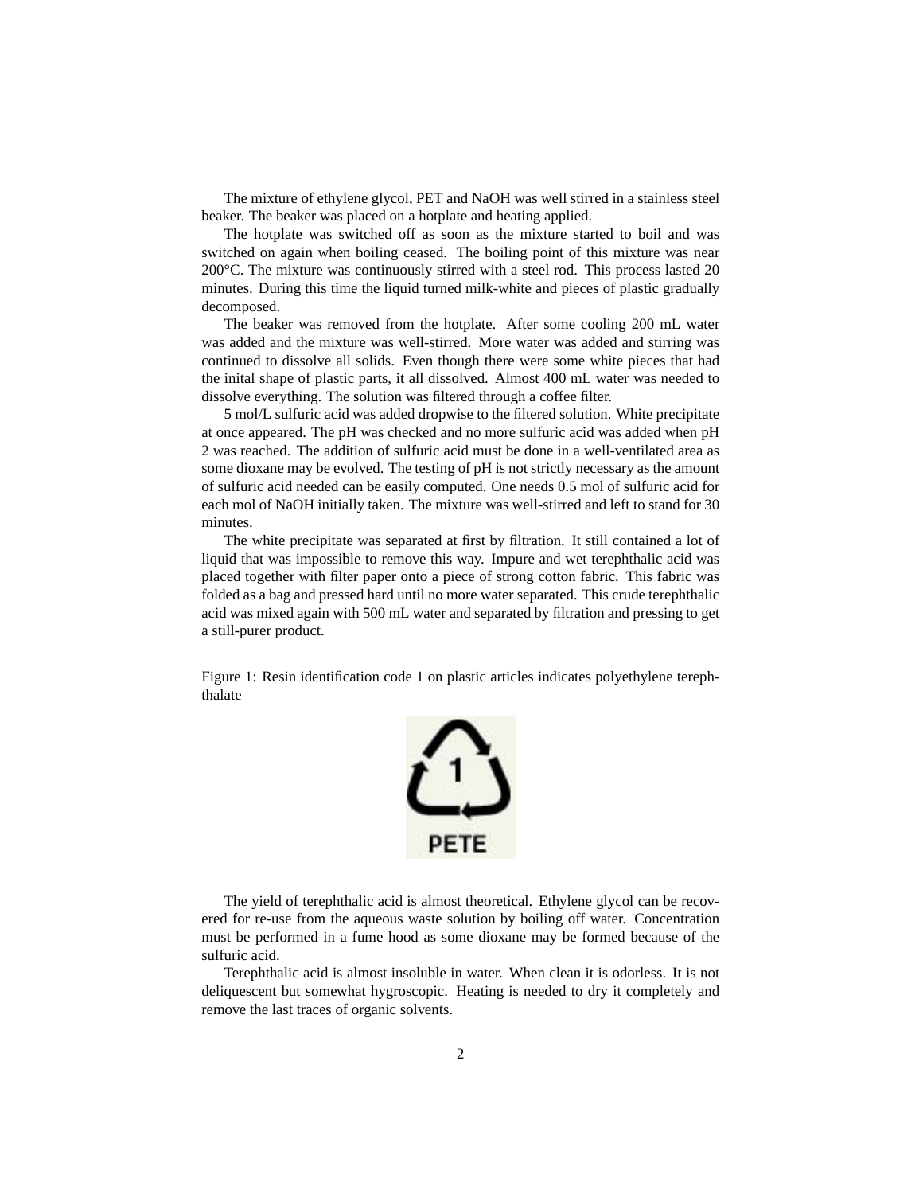The mixture of ethylene glycol, PET and NaOH was well stirred in a stainless steel beaker. The beaker was placed on a hotplate and heating applied.

The hotplate was switched off as soon as the mixture started to boil and was switched on again when boiling ceased. The boiling point of this mixture was near 200°C. The mixture was continuously stirred with a steel rod. This process lasted 20 minutes. During this time the liquid turned milk-white and pieces of plastic gradually decomposed.

The beaker was removed from the hotplate. After some cooling 200 mL water was added and the mixture was well-stirred. More water was added and stirring was continued to dissolve all solids. Even though there were some white pieces that had the inital shape of plastic parts, it all dissolved. Almost 400 mL water was needed to dissolve everything. The solution was filtered through a coffee filter.

5 mol/L sulfuric acid was added dropwise to the filtered solution. White precipitate at once appeared. The pH was checked and no more sulfuric acid was added when pH 2 was reached. The addition of sulfuric acid must be done in a well-ventilated area as some dioxane may be evolved. The testing of pH is not strictly necessary as the amount of sulfuric acid needed can be easily computed. One needs 0.5 mol of sulfuric acid for each mol of NaOH initially taken. The mixture was well-stirred and left to stand for 30 minutes.

The white precipitate was separated at first by filtration. It still contained a lot of liquid that was impossible to remove this way. Impure and wet terephthalic acid was placed together with filter paper onto a piece of strong cotton fabric. This fabric was folded as a bag and pressed hard until no more water separated. This crude terephthalic acid was mixed again with 500 mL water and separated by filtration and pressing to get a still-purer product.

Figure 1: Resin identification code 1 on plastic articles indicates polyethylene terephthalate

The yield of terephthalic acid is almost theoretical. Ethylene glycol can be recovered for re-use from the aqueous waste solution by boiling off water. Concentration must be performed in a fume hood as some dioxane may be formed because of the sulfuric acid.

Terephthalic acid is almost insoluble in water. When clean it is odorless. It is not deliquescent but somewhat hygroscopic. Heating is needed to dry it completely and remove the last traces of organic solvents.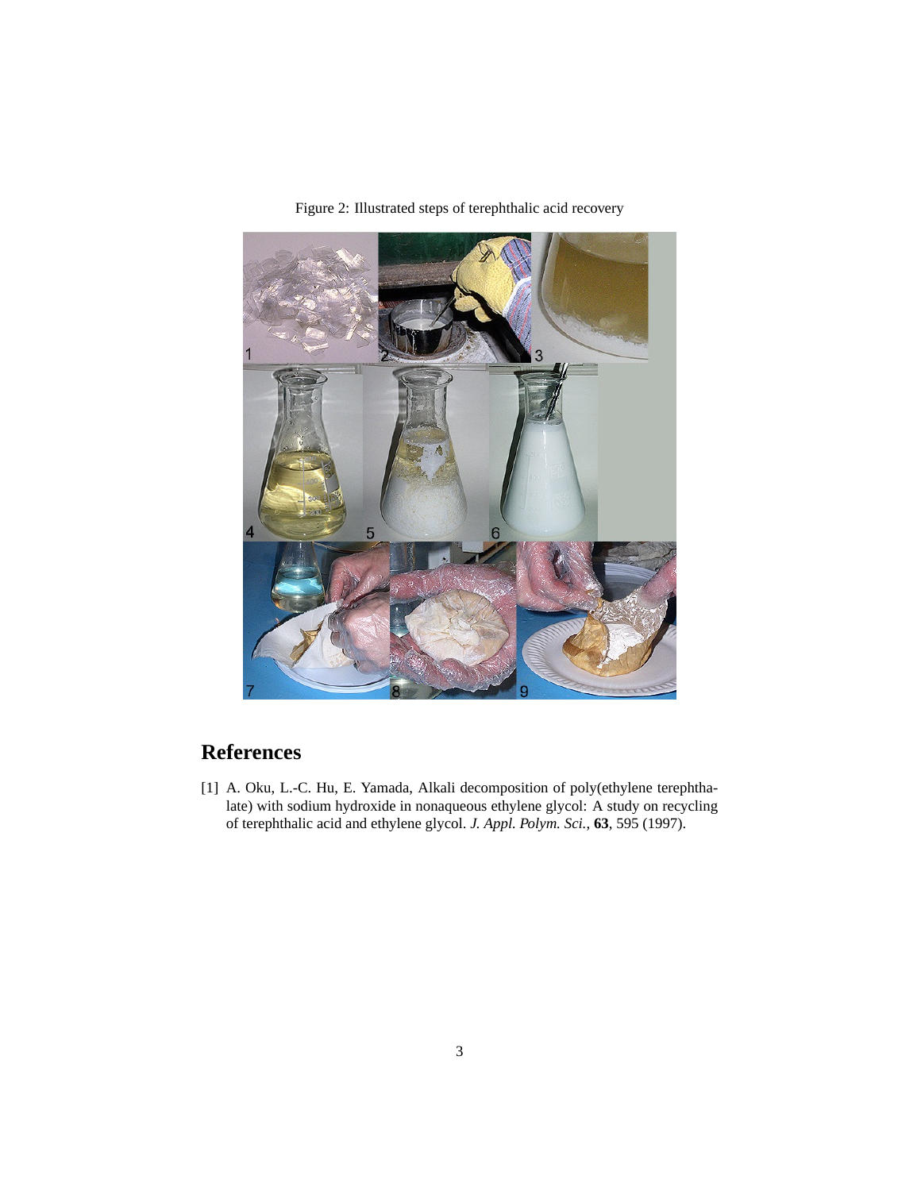Figure 2: Illustrated steps of terephthalic acid recovery

## References

[1] A. Oku, L.-C. Hu, E. Yamada, Alkali decomposition of poly(ethylene terephthalate) with sodium hydroxide in nonaqueous ethylene glycol: A study on recycling of terephthalic acid and ethylene glycol. *J. Appl. Polym. Sci.*, **63**, 595 (1997).